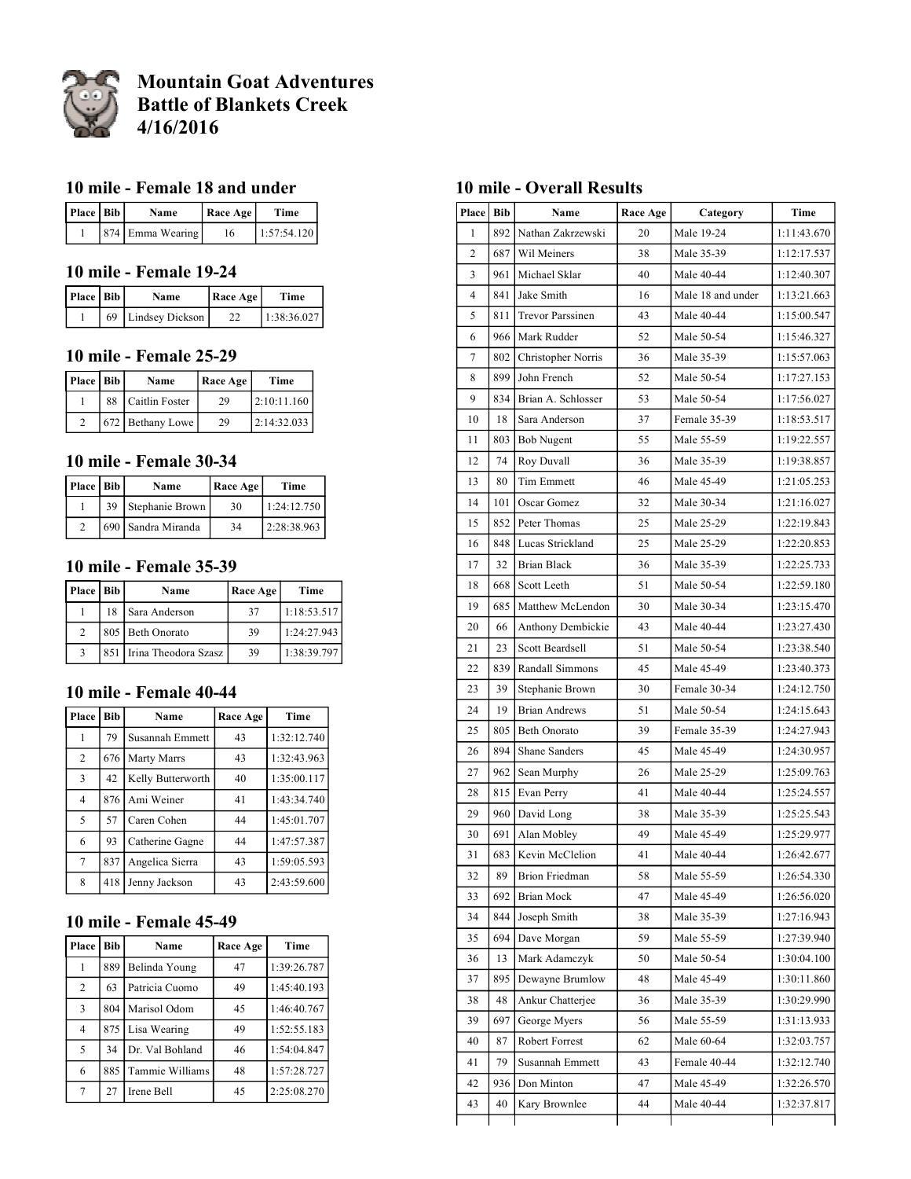# Mountain Goat Adventures
# Battle of Blankets Creek
# 4/16/2016

## 10 mile - Female 18 and under

| Place | Bib | Name | Race Age | Time |
|---|---|---|---|---|
| 1 | 874 | Emma Wearing | 16 | 1:57:54.120 |

## 10 mile - Female 19-24

| Place | Bib | Name | Race Age | Time |
|---|---|---|---|---|
| 1 | 69 | Lindsey Dickson | 22 | 1:38:36.027 |

## 10 mile - Female 25-29

| Place | Bib | Name | Race Age | Time |
|---|---|---|---|---|
| 1 | 88 | Caitlin Foster | 29 | 2:10:11.160 |
| 2 | 672 | Bethany Lowe | 29 | 2:14:32.033 |

## 10 mile - Female 30-34

| Place | Bib | Name | Race Age | Time |
|---|---|---|---|---|
| 1 | 39 | Stephanie Brown | 30 | 1:24:12.750 |
| 2 | 690 | Sandra Miranda | 34 | 2:28:38.963 |

## 10 mile - Female 35-39

| Place | Bib | Name | Race Age | Time |
|---|---|---|---|---|
| 1 | 18 | Sara Anderson | 37 | 1:18:53.517 |
| 2 | 805 | Beth Onorato | 39 | 1:24:27.943 |
| 3 | 851 | Irina Theodora Szasz | 39 | 1:38:39.797 |

## 10 mile - Female 40-44

| Place | Bib | Name | Race Age | Time |
|---|---|---|---|---|
| 1 | 79 | Susannah Emmett | 43 | 1:32:12.740 |
| 2 | 676 | Marty Marrs | 43 | 1:32:43.963 |
| 3 | 42 | Kelly Butterworth | 40 | 1:35:00.117 |
| 4 | 876 | Ami Weiner | 41 | 1:43:34.740 |
| 5 | 57 | Caren Cohen | 44 | 1:45:01.707 |
| 6 | 93 | Catherine Gagne | 44 | 1:47:57.387 |
| 7 | 837 | Angelica Sierra | 43 | 1:59:05.593 |
| 8 | 418 | Jenny Jackson | 43 | 2:43:59.600 |

## 10 mile - Female 45-49

| Place | Bib | Name | Race Age | Time |
|---|---|---|---|---|
| 1 | 889 | Belinda Young | 47 | 1:39:26.787 |
| 2 | 63 | Patricia Cuomo | 49 | 1:45:40.193 |
| 3 | 804 | Marisol Odom | 45 | 1:46:40.767 |
| 4 | 875 | Lisa Wearing | 49 | 1:52:55.183 |
| 5 | 34 | Dr. Val Bohland | 46 | 1:54:04.847 |
| 6 | 885 | Tammie Williams | 48 | 1:57:28.727 |
| 7 | 27 | Irene Bell | 45 | 2:25:08.270 |

## 10 mile - Overall Results

| Place | Bib | Name | Race Age | Category | Time |
|---|---|---|---|---|---|
| 1 | 892 | Nathan Zakrzewski | 20 | Male 19-24 | 1:11:43.670 |
| 2 | 687 | Wil Meiners | 38 | Male 35-39 | 1:12:17.537 |
| 3 | 961 | Michael Sklar | 40 | Male 40-44 | 1:12:40.307 |
| 4 | 841 | Jake Smith | 16 | Male 18 and under | 1:13:21.663 |
| 5 | 811 | Trevor Parssinen | 43 | Male 40-44 | 1:15:00.547 |
| 6 | 966 | Mark Rudder | 52 | Male 50-54 | 1:15:46.327 |
| 7 | 802 | Christopher Norris | 36 | Male 35-39 | 1:15:57.063 |
| 8 | 899 | John French | 52 | Male 50-54 | 1:17:27.153 |
| 9 | 834 | Brian A. Schlosser | 53 | Male 50-54 | 1:17:56.027 |
| 10 | 18 | Sara Anderson | 37 | Female 35-39 | 1:18:53.517 |
| 11 | 803 | Bob Nugent | 55 | Male 55-59 | 1:19:22.557 |
| 12 | 74 | Roy Duvall | 36 | Male 35-39 | 1:19:38.857 |
| 13 | 80 | Tim Emmett | 46 | Male 45-49 | 1:21:05.253 |
| 14 | 101 | Oscar Gomez | 32 | Male 30-34 | 1:21:16.027 |
| 15 | 852 | Peter Thomas | 25 | Male 25-29 | 1:22:19.843 |
| 16 | 848 | Lucas Strickland | 25 | Male 25-29 | 1:22:20.853 |
| 17 | 32 | Brian Black | 36 | Male 35-39 | 1:22:25.733 |
| 18 | 668 | Scott Leeth | 51 | Male 50-54 | 1:22:59.180 |
| 19 | 685 | Matthew McLendon | 30 | Male 30-34 | 1:23:15.470 |
| 20 | 66 | Anthony Dembickie | 43 | Male 40-44 | 1:23:27.430 |
| 21 | 23 | Scott Beardsell | 51 | Male 50-54 | 1:23:38.540 |
| 22 | 839 | Randall Simmons | 45 | Male 45-49 | 1:23:40.373 |
| 23 | 39 | Stephanie Brown | 30 | Female 30-34 | 1:24:12.750 |
| 24 | 19 | Brian Andrews | 51 | Male 50-54 | 1:24:15.643 |
| 25 | 805 | Beth Onorato | 39 | Female 35-39 | 1:24:27.943 |
| 26 | 894 | Shane Sanders | 45 | Male 45-49 | 1:24:30.957 |
| 27 | 962 | Sean Murphy | 26 | Male 25-29 | 1:25:09.763 |
| 28 | 815 | Evan Perry | 41 | Male 40-44 | 1:25:24.557 |
| 29 | 960 | David Long | 38 | Male 35-39 | 1:25:25.543 |
| 30 | 691 | Alan Mobley | 49 | Male 45-49 | 1:25:29.977 |
| 31 | 683 | Kevin McClelion | 41 | Male 40-44 | 1:26:42.677 |
| 32 | 89 | Brion Friedman | 58 | Male 55-59 | 1:26:54.330 |
| 33 | 692 | Brian Mock | 47 | Male 45-49 | 1:26:56.020 |
| 34 | 844 | Joseph Smith | 38 | Male 35-39 | 1:27:16.943 |
| 35 | 694 | Dave Morgan | 59 | Male 55-59 | 1:27:39.940 |
| 36 | 13 | Mark Adamczyk | 50 | Male 50-54 | 1:30:04.100 |
| 37 | 895 | Dewayne Brumlow | 48 | Male 45-49 | 1:30:11.860 |
| 38 | 48 | Ankur Chatterjee | 36 | Male 35-39 | 1:30:29.990 |
| 39 | 697 | George Myers | 56 | Male 55-59 | 1:31:13.933 |
| 40 | 87 | Robert Forrest | 62 | Male 60-64 | 1:32:03.757 |
| 41 | 79 | Susannah Emmett | 43 | Female 40-44 | 1:32:12.740 |
| 42 | 936 | Don Minton | 47 | Male 45-49 | 1:32:26.570 |
| 43 | 40 | Kary Brownlee | 44 | Male 40-44 | 1:32:37.817 |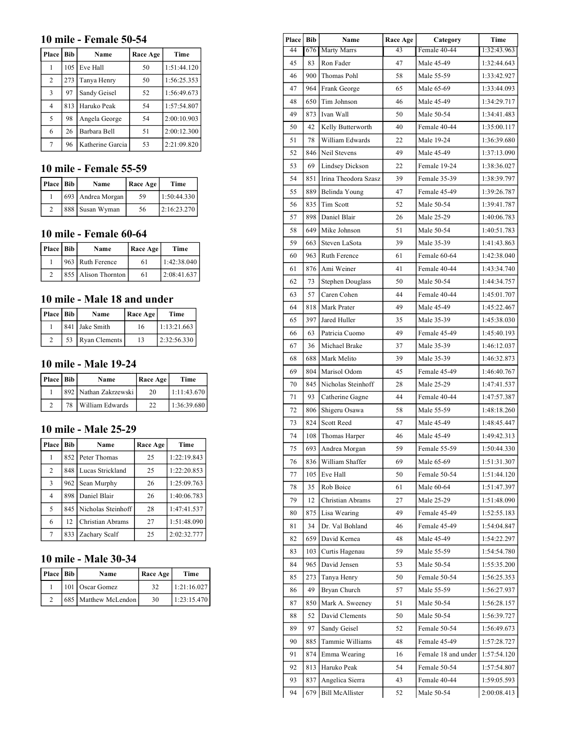## 10 mile - Female 50-54

| Place | Bib | Name | Race Age | Time |
|---|---|---|---|---|
| 1 | 105 | Eve Hall | 50 | 1:51:44.120 |
| 2 | 273 | Tanya Henry | 50 | 1:56:25.353 |
| 3 | 97 | Sandy Geisel | 52 | 1:56:49.673 |
| 4 | 813 | Haruko Peak | 54 | 1:57:54.807 |
| 5 | 98 | Angela George | 54 | 2:00:10.903 |
| 6 | 26 | Barbara Bell | 51 | 2:00:12.300 |
| 7 | 96 | Katherine Garcia | 53 | 2:21:09.820 |

## 10 mile - Female 55-59

| Place | Bib | Name | Race Age | Time |
|---|---|---|---|---|
| 1 | 693 | Andrea Morgan | 59 | 1:50:44.330 |
| 2 | 888 | Susan Wyman | 56 | 2:16:23.270 |

## 10 mile - Female 60-64

| Place | Bib | Name | Race Age | Time |
|---|---|---|---|---|
| 1 | 963 | Ruth Ference | 61 | 1:42:38.040 |
| 2 | 855 | Alison Thornton | 61 | 2:08:41.637 |

## 10 mile - Male 18 and under

| Place | Bib | Name | Race Age | Time |
|---|---|---|---|---|
| 1 | 841 | Jake Smith | 16 | 1:13:21.663 |
| 2 | 53 | Ryan Clements | 13 | 2:32:56.330 |

## 10 mile - Male 19-24

| Place | Bib | Name | Race Age | Time |
|---|---|---|---|---|
| 1 | 892 | Nathan Zakrzewski | 20 | 1:11:43.670 |
| 2 | 78 | William Edwards | 22 | 1:36:39.680 |

## 10 mile - Male 25-29

| Place | Bib | Name | Race Age | Time |
|---|---|---|---|---|
| 1 | 852 | Peter Thomas | 25 | 1:22:19.843 |
| 2 | 848 | Lucas Strickland | 25 | 1:22:20.853 |
| 3 | 962 | Sean Murphy | 26 | 1:25:09.763 |
| 4 | 898 | Daniel Blair | 26 | 1:40:06.783 |
| 5 | 845 | Nicholas Steinhoff | 28 | 1:47:41.537 |
| 6 | 12 | Christian Abrams | 27 | 1:51:48.090 |
| 7 | 833 | Zachary Scalf | 25 | 2:02:32.777 |

## 10 mile - Male 30-34

| Place | Bib | Name | Race Age | Time |
|---|---|---|---|---|
| 1 | 101 | Oscar Gomez | 32 | 1:21:16.027 |
| 2 | 685 | Matthew McLendon | 30 | 1:23:15.470 |

| Place | Bib | Name | Race Age | Category | Time |
|---|---|---|---|---|---|
| 44 | 676 | Marty Marrs | 43 | Female 40-44 | 1:32:43.963 |
| 45 | 83 | Ron Fader | 47 | Male 45-49 | 1:32:44.643 |
| 46 | 900 | Thomas Pohl | 58 | Male 55-59 | 1:33:42.927 |
| 47 | 964 | Frank George | 65 | Male 65-69 | 1:33:44.093 |
| 48 | 650 | Tim Johnson | 46 | Male 45-49 | 1:34:29.717 |
| 49 | 873 | Ivan Wall | 50 | Male 50-54 | 1:34:41.483 |
| 50 | 42 | Kelly Butterworth | 40 | Female 40-44 | 1:35:00.117 |
| 51 | 78 | William Edwards | 22 | Male 19-24 | 1:36:39.680 |
| 52 | 846 | Neil Stevens | 49 | Male 45-49 | 1:37:13.090 |
| 53 | 69 | Lindsey Dickson | 22 | Female 19-24 | 1:38:36.027 |
| 54 | 851 | Irina Theodora Szasz | 39 | Female 35-39 | 1:38:39.797 |
| 55 | 889 | Belinda Young | 47 | Female 45-49 | 1:39:26.787 |
| 56 | 835 | Tim Scott | 52 | Male 50-54 | 1:39:41.787 |
| 57 | 898 | Daniel Blair | 26 | Male 25-29 | 1:40:06.783 |
| 58 | 649 | Mike Johnson | 51 | Male 50-54 | 1:40:51.783 |
| 59 | 663 | Steven LaSota | 39 | Male 35-39 | 1:41:43.863 |
| 60 | 963 | Ruth Ference | 61 | Female 60-64 | 1:42:38.040 |
| 61 | 876 | Ami Weiner | 41 | Female 40-44 | 1:43:34.740 |
| 62 | 73 | Stephen Douglass | 50 | Male 50-54 | 1:44:34.757 |
| 63 | 57 | Caren Cohen | 44 | Female 40-44 | 1:45:01.707 |
| 64 | 818 | Mark Prater | 49 | Male 45-49 | 1:45:22.467 |
| 65 | 397 | Jared Huller | 35 | Male 35-39 | 1:45:38.030 |
| 66 | 63 | Patricia Cuomo | 49 | Female 45-49 | 1:45:40.193 |
| 67 | 36 | Michael Brake | 37 | Male 35-39 | 1:46:12.037 |
| 68 | 688 | Mark Melito | 39 | Male 35-39 | 1:46:32.873 |
| 69 | 804 | Marisol Odom | 45 | Female 45-49 | 1:46:40.767 |
| 70 | 845 | Nicholas Steinhoff | 28 | Male 25-29 | 1:47:41.537 |
| 71 | 93 | Catherine Gagne | 44 | Female 40-44 | 1:47:57.387 |
| 72 | 806 | Shigeru Osawa | 58 | Male 55-59 | 1:48:18.260 |
| 73 | 824 | Scott Reed | 47 | Male 45-49 | 1:48:45.447 |
| 74 | 108 | Thomas Harper | 46 | Male 45-49 | 1:49:42.313 |
| 75 | 693 | Andrea Morgan | 59 | Female 55-59 | 1:50:44.330 |
| 76 | 836 | William Shaffer | 69 | Male 65-69 | 1:51:31.307 |
| 77 | 105 | Eve Hall | 50 | Female 50-54 | 1:51:44.120 |
| 78 | 35 | Rob Boice | 61 | Male 60-64 | 1:51:47.397 |
| 79 | 12 | Christian Abrams | 27 | Male 25-29 | 1:51:48.090 |
| 80 | 875 | Lisa Wearing | 49 | Female 45-49 | 1:52:55.183 |
| 81 | 34 | Dr. Val Bohland | 46 | Female 45-49 | 1:54:04.847 |
| 82 | 659 | David Kernea | 48 | Male 45-49 | 1:54:22.297 |
| 83 | 103 | Curtis Hagenau | 59 | Male 55-59 | 1:54:54.780 |
| 84 | 965 | David Jensen | 53 | Male 50-54 | 1:55:35.200 |
| 85 | 273 | Tanya Henry | 50 | Female 50-54 | 1:56:25.353 |
| 86 | 49 | Bryan Church | 57 | Male 55-59 | 1:56:27.937 |
| 87 | 850 | Mark A. Sweeney | 51 | Male 50-54 | 1:56:28.157 |
| 88 | 52 | David Clements | 50 | Male 50-54 | 1:56:39.727 |
| 89 | 97 | Sandy Geisel | 52 | Female 50-54 | 1:56:49.673 |
| 90 | 885 | Tammie Williams | 48 | Female 45-49 | 1:57:28.727 |
| 91 | 874 | Emma Wearing | 16 | Female 18 and under | 1:57:54.120 |
| 92 | 813 | Haruko Peak | 54 | Female 50-54 | 1:57:54.807 |
| 93 | 837 | Angelica Sierra | 43 | Female 40-44 | 1:59:05.593 |
| 94 | 679 | Bill McAllister | 52 | Male 50-54 | 2:00:08.413 |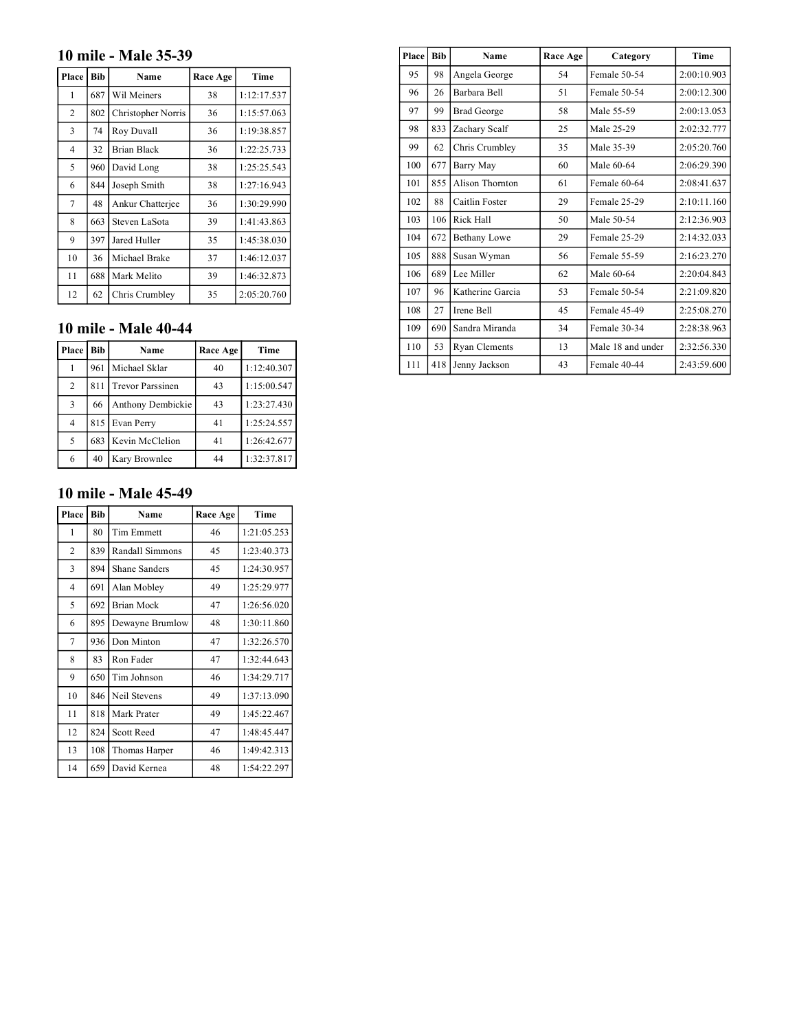## 10 mile - Male 35-39

| Place | Bib | Name | Race Age | Time |
|---|---|---|---|---|
| 1 | 687 | Wil Meiners | 38 | 1:12:17.537 |
| 2 | 802 | Christopher Norris | 36 | 1:15:57.063 |
| 3 | 74 | Roy Duvall | 36 | 1:19:38.857 |
| 4 | 32 | Brian Black | 36 | 1:22:25.733 |
| 5 | 960 | David Long | 38 | 1:25:25.543 |
| 6 | 844 | Joseph Smith | 38 | 1:27:16.943 |
| 7 | 48 | Ankur Chatterjee | 36 | 1:30:29.990 |
| 8 | 663 | Steven LaSota | 39 | 1:41:43.863 |
| 9 | 397 | Jared Huller | 35 | 1:45:38.030 |
| 10 | 36 | Michael Brake | 37 | 1:46:12.037 |
| 11 | 688 | Mark Melito | 39 | 1:46:32.873 |
| 12 | 62 | Chris Crumbley | 35 | 2:05:20.760 |

## 10 mile - Male 40-44

| Place | Bib | Name | Race Age | Time |
|---|---|---|---|---|
| 1 | 961 | Michael Sklar | 40 | 1:12:40.307 |
| 2 | 811 | Trevor Parssinen | 43 | 1:15:00.547 |
| 3 | 66 | Anthony Dembickie | 43 | 1:23:27.430 |
| 4 | 815 | Evan Perry | 41 | 1:25:24.557 |
| 5 | 683 | Kevin McClelion | 41 | 1:26:42.677 |
| 6 | 40 | Kary Brownlee | 44 | 1:32:37.817 |

## 10 mile - Male 45-49

| Place | Bib | Name | Race Age | Time |
|---|---|---|---|---|
| 1 | 80 | Tim Emmett | 46 | 1:21:05.253 |
| 2 | 839 | Randall Simmons | 45 | 1:23:40.373 |
| 3 | 894 | Shane Sanders | 45 | 1:24:30.957 |
| 4 | 691 | Alan Mobley | 49 | 1:25:29.977 |
| 5 | 692 | Brian Mock | 47 | 1:26:56.020 |
| 6 | 895 | Dewayne Brumlow | 48 | 1:30:11.860 |
| 7 | 936 | Don Minton | 47 | 1:32:26.570 |
| 8 | 83 | Ron Fader | 47 | 1:32:44.643 |
| 9 | 650 | Tim Johnson | 46 | 1:34:29.717 |
| 10 | 846 | Neil Stevens | 49 | 1:37:13.090 |
| 11 | 818 | Mark Prater | 49 | 1:45:22.467 |
| 12 | 824 | Scott Reed | 47 | 1:48:45.447 |
| 13 | 108 | Thomas Harper | 46 | 1:49:42.313 |
| 14 | 659 | David Kernea | 48 | 1:54:22.297 |

| Place | Bib | Name | Race Age | Category | Time |
|---|---|---|---|---|---|
| 95 | 98 | Angela George | 54 | Female 50-54 | 2:00:10.903 |
| 96 | 26 | Barbara Bell | 51 | Female 50-54 | 2:00:12.300 |
| 97 | 99 | Brad George | 58 | Male 55-59 | 2:00:13.053 |
| 98 | 833 | Zachary Scalf | 25 | Male 25-29 | 2:02:32.777 |
| 99 | 62 | Chris Crumbley | 35 | Male 35-39 | 2:05:20.760 |
| 100 | 677 | Barry May | 60 | Male 60-64 | 2:06:29.390 |
| 101 | 855 | Alison Thornton | 61 | Female 60-64 | 2:08:41.637 |
| 102 | 88 | Caitlin Foster | 29 | Female 25-29 | 2:10:11.160 |
| 103 | 106 | Rick Hall | 50 | Male 50-54 | 2:12:36.903 |
| 104 | 672 | Bethany Lowe | 29 | Female 25-29 | 2:14:32.033 |
| 105 | 888 | Susan Wyman | 56 | Female 55-59 | 2:16:23.270 |
| 106 | 689 | Lee Miller | 62 | Male 60-64 | 2:20:04.843 |
| 107 | 96 | Katherine Garcia | 53 | Female 50-54 | 2:21:09.820 |
| 108 | 27 | Irene Bell | 45 | Female 45-49 | 2:25:08.270 |
| 109 | 690 | Sandra Miranda | 34 | Female 30-34 | 2:28:38.963 |
| 110 | 53 | Ryan Clements | 13 | Male 18 and under | 2:32:56.330 |
| 111 | 418 | Jenny Jackson | 43 | Female 40-44 | 2:43:59.600 |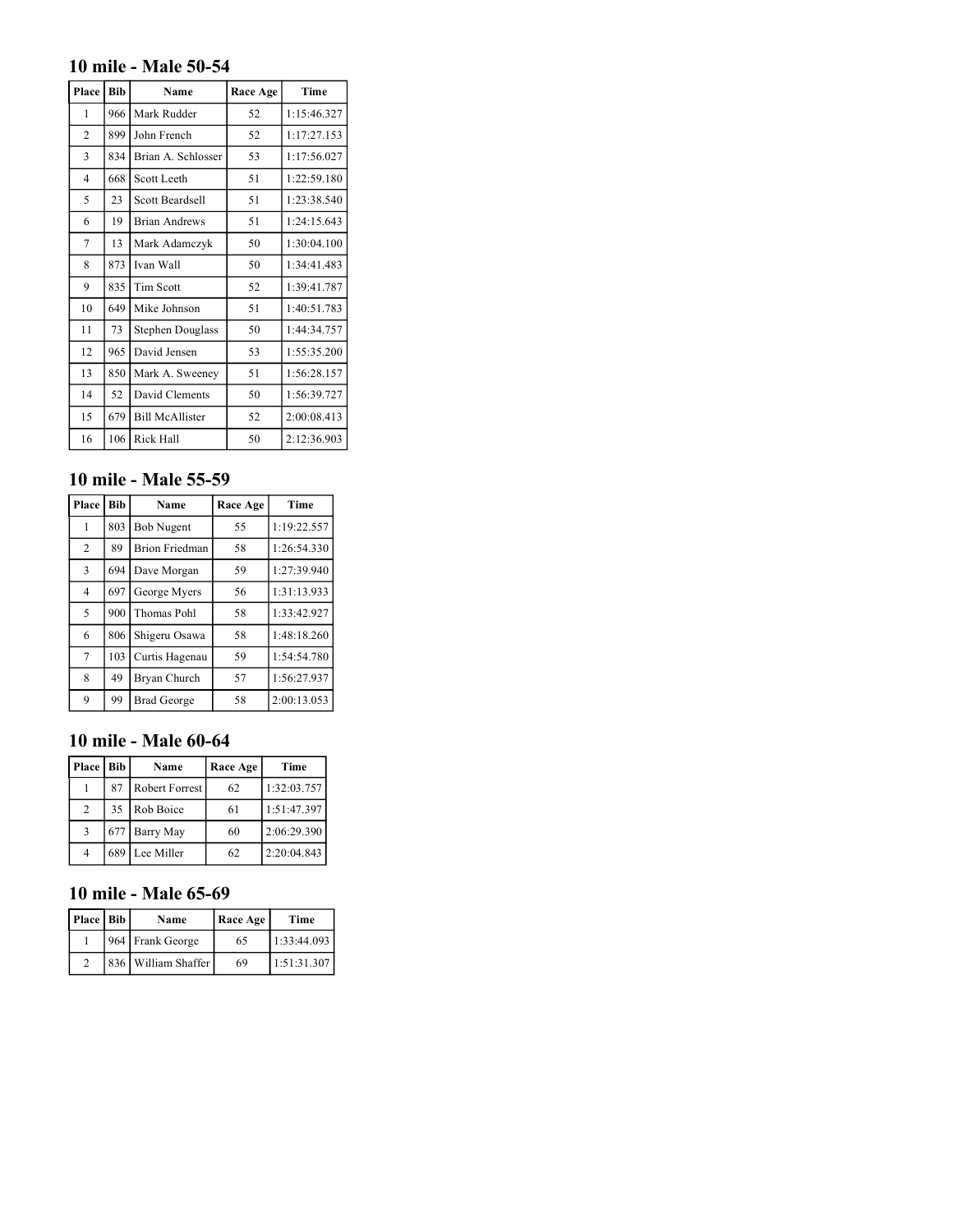## 10 mile - Male 50-54

| Place | Bib | Name | Race Age | Time |
|---|---|---|---|---|
| 1 | 966 | Mark Rudder | 52 | 1:15:46.327 |
| 2 | 899 | John French | 52 | 1:17:27.153 |
| 3 | 834 | Brian A. Schlosser | 53 | 1:17:56.027 |
| 4 | 668 | Scott Leeth | 51 | 1:22:59.180 |
| 5 | 23 | Scott Beardsell | 51 | 1:23:38.540 |
| 6 | 19 | Brian Andrews | 51 | 1:24:15.643 |
| 7 | 13 | Mark Adamczyk | 50 | 1:30:04.100 |
| 8 | 873 | Ivan Wall | 50 | 1:34:41.483 |
| 9 | 835 | Tim Scott | 52 | 1:39:41.787 |
| 10 | 649 | Mike Johnson | 51 | 1:40:51.783 |
| 11 | 73 | Stephen Douglass | 50 | 1:44:34.757 |
| 12 | 965 | David Jensen | 53 | 1:55:35.200 |
| 13 | 850 | Mark A. Sweeney | 51 | 1:56:28.157 |
| 14 | 52 | David Clements | 50 | 1:56:39.727 |
| 15 | 679 | Bill McAllister | 52 | 2:00:08.413 |
| 16 | 106 | Rick Hall | 50 | 2:12:36.903 |

## 10 mile - Male 55-59

| Place | Bib | Name | Race Age | Time |
|---|---|---|---|---|
| 1 | 803 | Bob Nugent | 55 | 1:19:22.557 |
| 2 | 89 | Brion Friedman | 58 | 1:26:54.330 |
| 3 | 694 | Dave Morgan | 59 | 1:27:39.940 |
| 4 | 697 | George Myers | 56 | 1:31:13.933 |
| 5 | 900 | Thomas Pohl | 58 | 1:33:42.927 |
| 6 | 806 | Shigeru Osawa | 58 | 1:48:18.260 |
| 7 | 103 | Curtis Hagenau | 59 | 1:54:54.780 |
| 8 | 49 | Bryan Church | 57 | 1:56:27.937 |
| 9 | 99 | Brad George | 58 | 2:00:13.053 |

## 10 mile - Male 60-64

| Place | Bib | Name | Race Age | Time |
|---|---|---|---|---|
| 1 | 87 | Robert Forrest | 62 | 1:32:03.757 |
| 2 | 35 | Rob Boice | 61 | 1:51:47.397 |
| 3 | 677 | Barry May | 60 | 2:06:29.390 |
| 4 | 689 | Lee Miller | 62 | 2:20:04.843 |

## 10 mile - Male 65-69

| Place | Bib | Name | Race Age | Time |
|---|---|---|---|---|
| 1 | 964 | Frank George | 65 | 1:33:44.093 |
| 2 | 836 | William Shaffer | 69 | 1:51:31.307 |